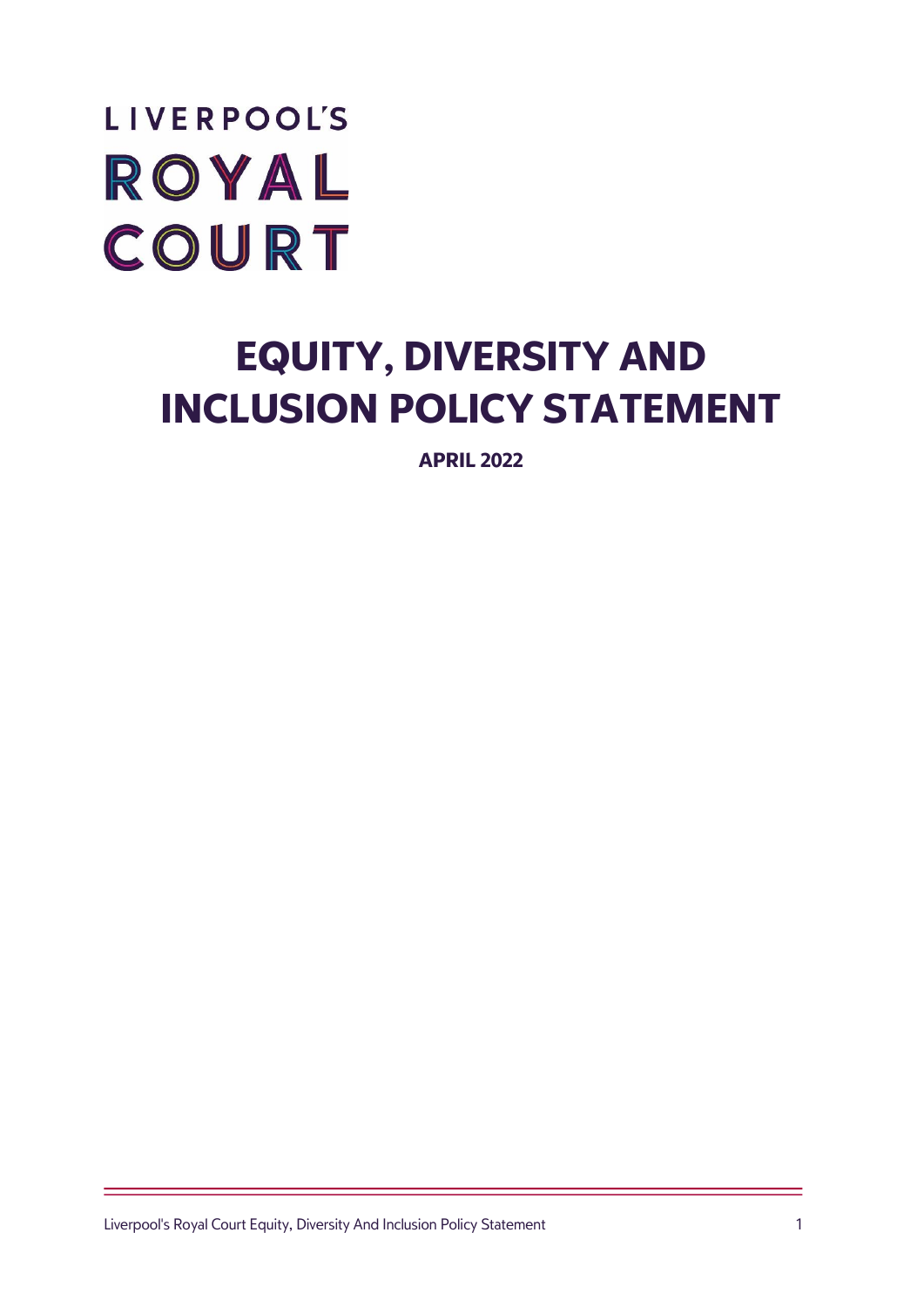LIVERPOOL'S
ROYAL
COURT

# EQUITY, DIVERSITY AND INCLUSION POLICY STATEMENT

**APRIL 2022**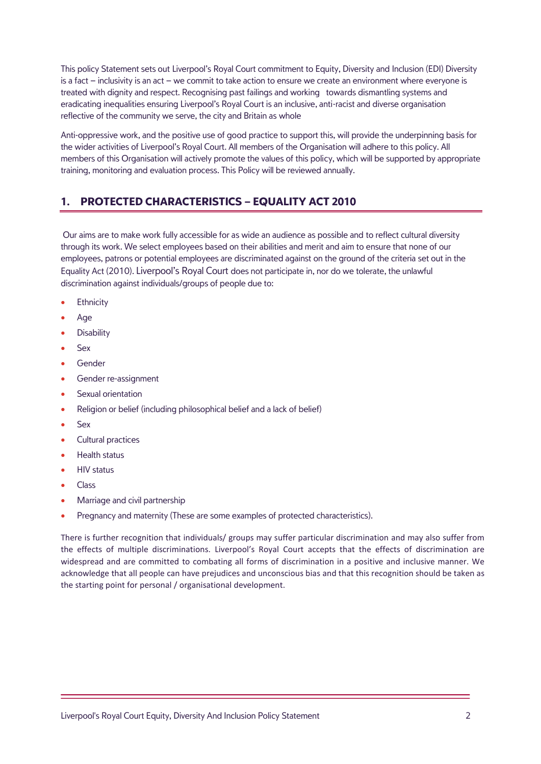This policy Statement sets out Liverpool's Royal Court commitment to Equity, Diversity and Inclusion (EDI) Diversity is a fact – inclusivity is an act – we commit to take action to ensure we create an environment where everyone is treated with dignity and respect. Recognising past failings and working towards dismantling systems and eradicating inequalities ensuring Liverpool's Royal Court is an inclusive, anti-racist and diverse organisation reflective of the community we serve, the city and Britain as whole

Anti-oppressive work, and the positive use of good practice to support this, will provide the underpinning basis for the wider activities of Liverpool's Royal Court. All members of the Organisation will adhere to this policy. All members of this Organisation will actively promote the values of this policy, which will be supported by appropriate training, monitoring and evaluation process. This Policy will be reviewed annually.

## 1. PROTECTED CHARACTERISTICS – EQUALITY ACT 2010

Our aims are to make work fully accessible for as wide an audience as possible and to reflect cultural diversity through its work. We select employees based on their abilities and merit and aim to ensure that none of our employees, patrons or potential employees are discriminated against on the ground of the criteria set out in the Equality Act (2010). Liverpool's Royal Court does not participate in, nor do we tolerate, the unlawful discrimination against individuals/groups of people due to:

- Ethnicity
- Age
- Disability
- Sex
- Gender
- Gender re-assignment
- Sexual orientation
- Religion or belief (including philosophical belief and a lack of belief)
- Sex
- Cultural practices
- Health status
- HIV status
- Class
- Marriage and civil partnership
- Pregnancy and maternity (These are some examples of protected characteristics).

There is further recognition that individuals/ groups may suffer particular discrimination and may also suffer from the effects of multiple discriminations. Liverpool's Royal Court accepts that the effects of discrimination are widespread and are committed to combating all forms of discrimination in a positive and inclusive manner. We acknowledge that all people can have prejudices and unconscious bias and that this recognition should be taken as the starting point for personal / organisational development.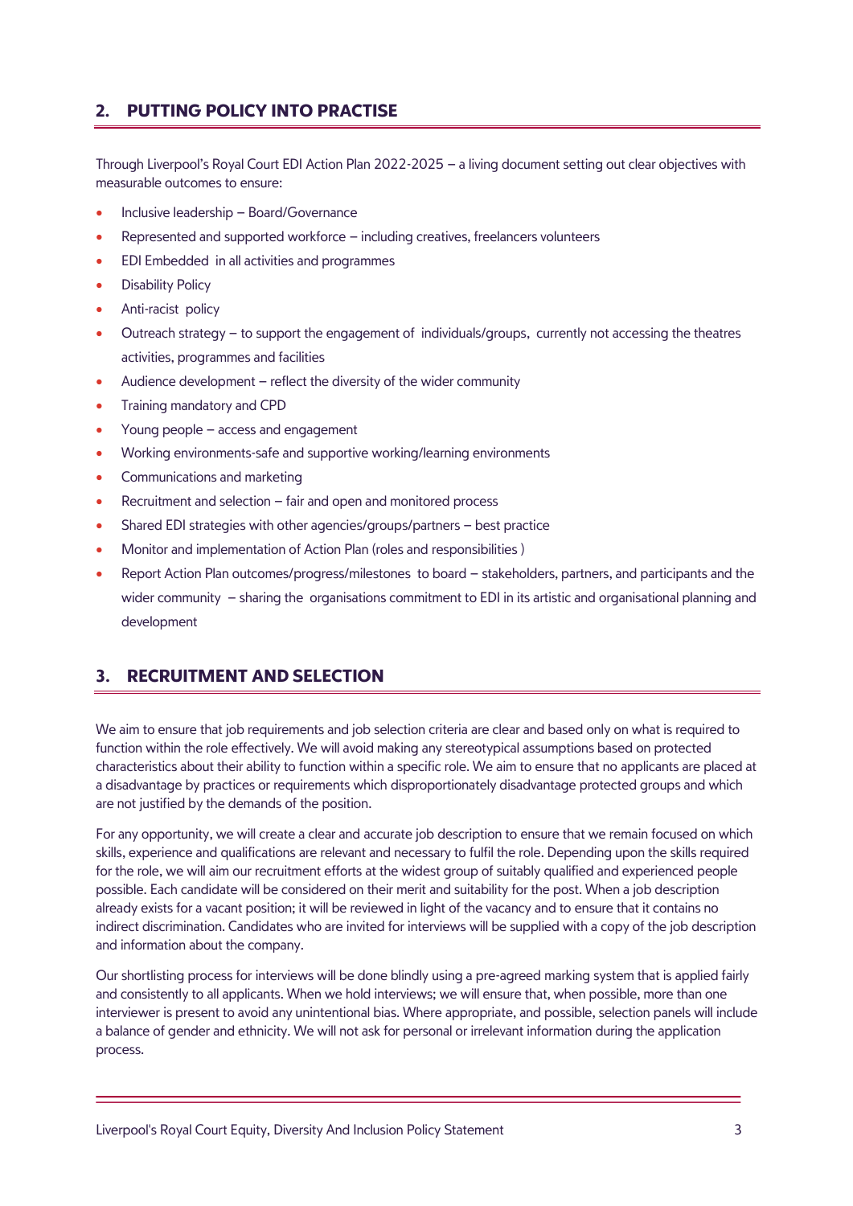## 2. PUTTING POLICY INTO PRACTISE

Through Liverpool's Royal Court EDI Action Plan 2022-2025 – a living document setting out clear objectives with measurable outcomes to ensure:

- Inclusive leadership – Board/Governance
- Represented and supported workforce – including creatives, freelancers volunteers
- EDI Embedded in all activities and programmes
- Disability Policy
- Anti-racist policy
- Outreach strategy – to support the engagement of individuals/groups, currently not accessing the theatres activities, programmes and facilities
- Audience development – reflect the diversity of the wider community
- Training mandatory and CPD
- Young people – access and engagement
- Working environments-safe and supportive working/learning environments
- Communications and marketing
- Recruitment and selection – fair and open and monitored process
- Shared EDI strategies with other agencies/groups/partners – best practice
- Monitor and implementation of Action Plan (roles and responsibilities )
- Report Action Plan outcomes/progress/milestones to board – stakeholders, partners, and participants and the wider community – sharing the organisations commitment to EDI in its artistic and organisational planning and development

## 3. RECRUITMENT AND SELECTION

We aim to ensure that job requirements and job selection criteria are clear and based only on what is required to function within the role effectively. We will avoid making any stereotypical assumptions based on protected characteristics about their ability to function within a specific role. We aim to ensure that no applicants are placed at a disadvantage by practices or requirements which disproportionately disadvantage protected groups and which are not justified by the demands of the position.

For any opportunity, we will create a clear and accurate job description to ensure that we remain focused on which skills, experience and qualifications are relevant and necessary to fulfil the role. Depending upon the skills required for the role, we will aim our recruitment efforts at the widest group of suitably qualified and experienced people possible. Each candidate will be considered on their merit and suitability for the post. When a job description already exists for a vacant position; it will be reviewed in light of the vacancy and to ensure that it contains no indirect discrimination. Candidates who are invited for interviews will be supplied with a copy of the job description and information about the company.

Our shortlisting process for interviews will be done blindly using a pre-agreed marking system that is applied fairly and consistently to all applicants. When we hold interviews; we will ensure that, when possible, more than one interviewer is present to avoid any unintentional bias. Where appropriate, and possible, selection panels will include a balance of gender and ethnicity. We will not ask for personal or irrelevant information during the application process.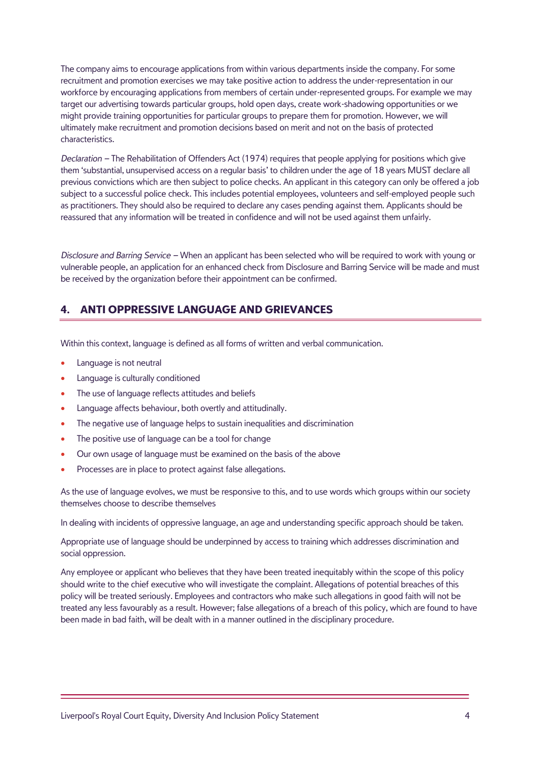The company aims to encourage applications from within various departments inside the company. For some recruitment and promotion exercises we may take positive action to address the under-representation in our workforce by encouraging applications from members of certain under-represented groups. For example we may target our advertising towards particular groups, hold open days, create work-shadowing opportunities or we might provide training opportunities for particular groups to prepare them for promotion. However, we will ultimately make recruitment and promotion decisions based on merit and not on the basis of protected characteristics.

*Declaration* – The Rehabilitation of Offenders Act (1974) requires that people applying for positions which give them 'substantial, unsupervised access on a regular basis' to children under the age of 18 years MUST declare all previous convictions which are then subject to police checks. An applicant in this category can only be offered a job subject to a successful police check. This includes potential employees, volunteers and self-employed people such as practitioners. They should also be required to declare any cases pending against them. Applicants should be reassured that any information will be treated in confidence and will not be used against them unfairly.

*Disclosure and Barring Service* – When an applicant has been selected who will be required to work with young or vulnerable people, an application for an enhanced check from Disclosure and Barring Service will be made and must be received by the organization before their appointment can be confirmed.

## 4. ANTI OPPRESSIVE LANGUAGE AND GRIEVANCES

Within this context, language is defined as all forms of written and verbal communication.

- Language is not neutral
- Language is culturally conditioned
- The use of language reflects attitudes and beliefs
- Language affects behaviour, both overtly and attitudinally.
- The negative use of language helps to sustain inequalities and discrimination
- The positive use of language can be a tool for change
- Our own usage of language must be examined on the basis of the above
- Processes are in place to protect against false allegations.

As the use of language evolves, we must be responsive to this, and to use words which groups within our society themselves choose to describe themselves

In dealing with incidents of oppressive language, an age and understanding specific approach should be taken.

Appropriate use of language should be underpinned by access to training which addresses discrimination and social oppression.

Any employee or applicant who believes that they have been treated inequitably within the scope of this policy should write to the chief executive who will investigate the complaint. Allegations of potential breaches of this policy will be treated seriously. Employees and contractors who make such allegations in good faith will not be treated any less favourably as a result. However; false allegations of a breach of this policy, which are found to have been made in bad faith, will be dealt with in a manner outlined in the disciplinary procedure.